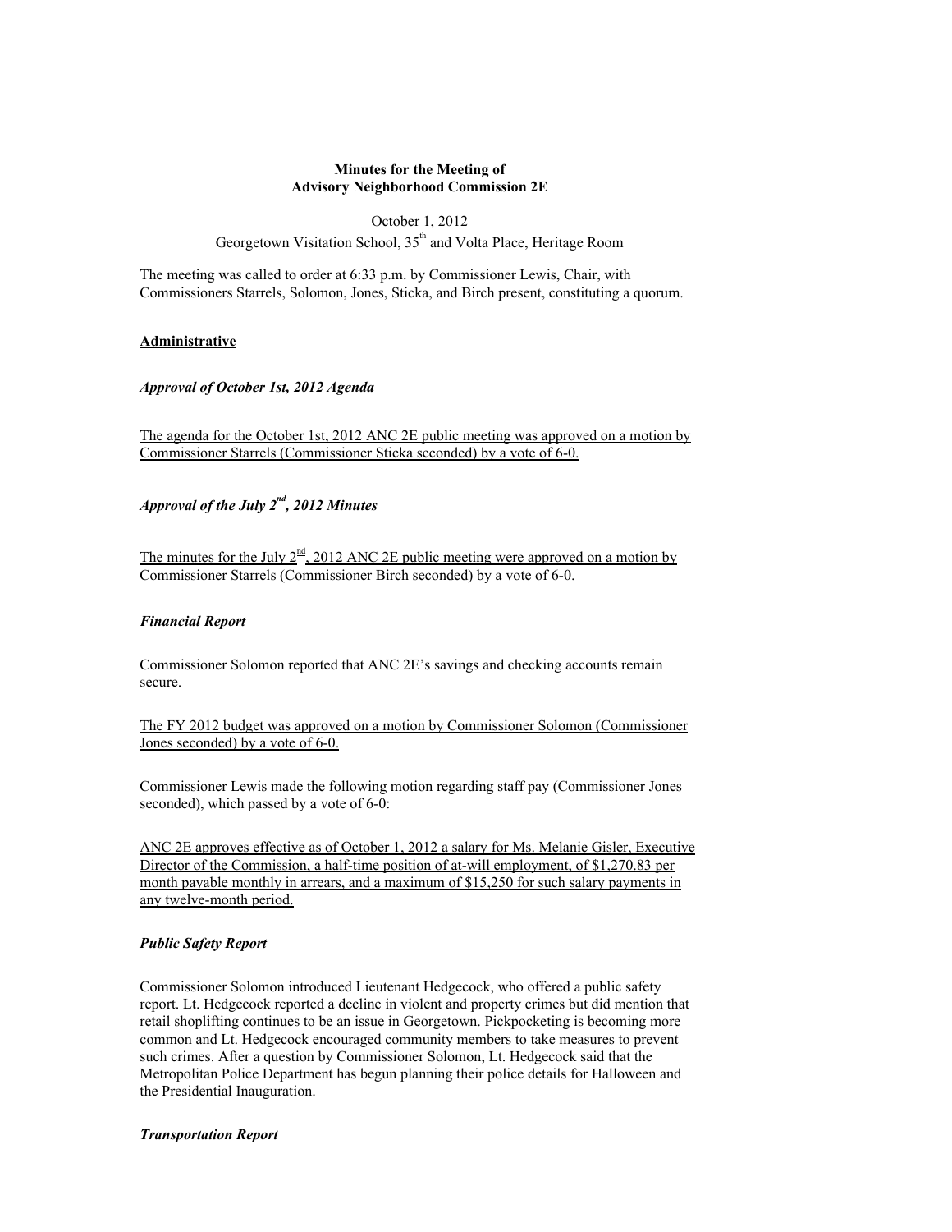**Minutes for the Meeting of**
**Advisory Neighborhood Commission 2E**

October 1, 2012
Georgetown Visitation School, 35th and Volta Place, Heritage Room

The meeting was called to order at 6:33 p.m. by Commissioner Lewis, Chair, with Commissioners Starrels, Solomon, Jones, Sticka, and Birch present, constituting a quorum.

## Administrative

### *Approval of October 1st, 2012 Agenda*

<u>The agenda for the October 1st, 2012 ANC 2E public meeting was approved on a motion by Commissioner Starrels (Commissioner Sticka seconded) by a vote of 6-0.</u>

### *Approval of the July 2nd, 2012 Minutes*

<u>The minutes for the July 2nd, 2012 ANC 2E public meeting were approved on a motion by Commissioner Starrels (Commissioner Birch seconded) by a vote of 6-0.</u>

### *Financial Report*

Commissioner Solomon reported that ANC 2E's savings and checking accounts remain secure.

<u>The FY 2012 budget was approved on a motion by Commissioner Solomon (Commissioner Jones seconded) by a vote of 6-0.</u>

Commissioner Lewis made the following motion regarding staff pay (Commissioner Jones seconded), which passed by a vote of 6-0:

<u>ANC 2E approves effective as of October 1, 2012 a salary for Ms. Melanie Gisler, Executive Director of the Commission, a half-time position of at-will employment, of $1,270.83 per month payable monthly in arrears, and a maximum of $15,250 for such salary payments in any twelve-month period.</u>

### *Public Safety Report*

Commissioner Solomon introduced Lieutenant Hedgecock, who offered a public safety report. Lt. Hedgecock reported a decline in violent and property crimes but did mention that retail shoplifting continues to be an issue in Georgetown. Pickpocketing is becoming more common and Lt. Hedgecock encouraged community members to take measures to prevent such crimes. After a question by Commissioner Solomon, Lt. Hedgecock said that the Metropolitan Police Department has begun planning their police details for Halloween and the Presidential Inauguration.

### *Transportation Report*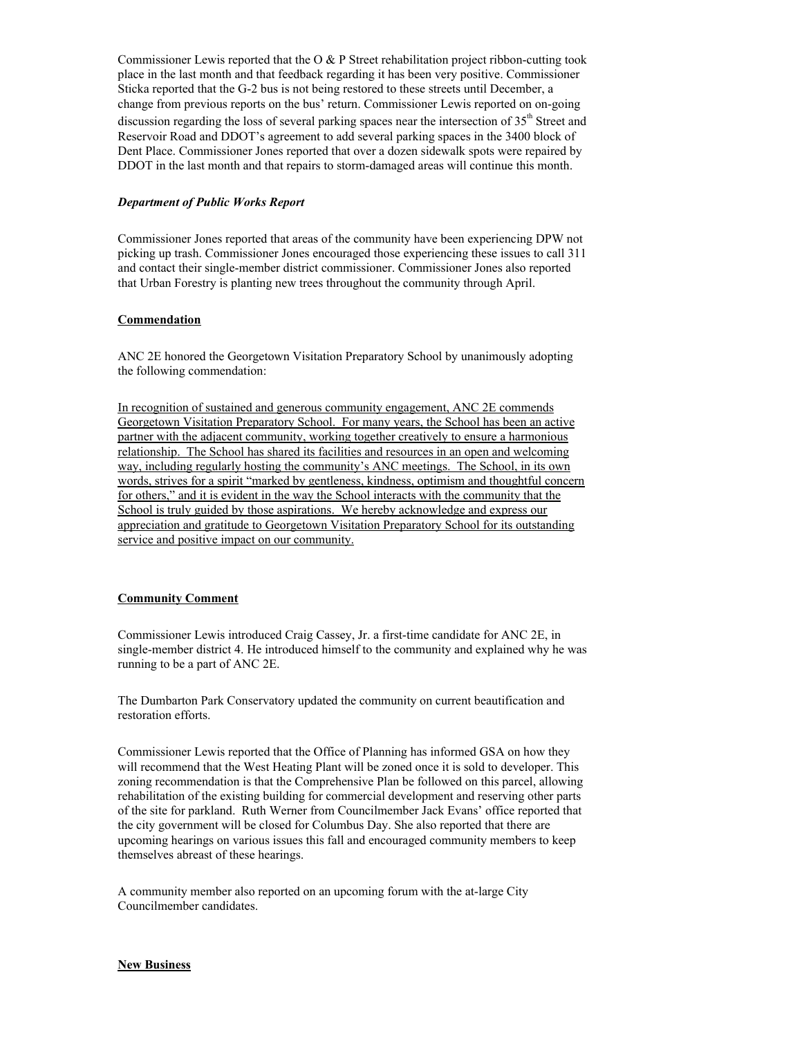Commissioner Lewis reported that the O & P Street rehabilitation project ribbon-cutting took place in the last month and that feedback regarding it has been very positive. Commissioner Sticka reported that the G-2 bus is not being restored to these streets until December, a change from previous reports on the bus' return. Commissioner Lewis reported on on-going discussion regarding the loss of several parking spaces near the intersection of 35th Street and Reservoir Road and DDOT's agreement to add several parking spaces in the 3400 block of Dent Place. Commissioner Jones reported that over a dozen sidewalk spots were repaired by DDOT in the last month and that repairs to storm-damaged areas will continue this month.

***Department of Public Works Report***

Commissioner Jones reported that areas of the community have been experiencing DPW not picking up trash. Commissioner Jones encouraged those experiencing these issues to call 311 and contact their single-member district commissioner. Commissioner Jones also reported that Urban Forestry is planting new trees throughout the community through April.

**Commendation**

ANC 2E honored the Georgetown Visitation Preparatory School by unanimously adopting the following commendation:

<u>In recognition of sustained and generous community engagement, ANC 2E commends Georgetown Visitation Preparatory School. For many years, the School has been an active partner with the adjacent community, working together creatively to ensure a harmonious relationship. The School has shared its facilities and resources in an open and welcoming way, including regularly hosting the community's ANC meetings. The School, in its own words, strives for a spirit "marked by gentleness, kindness, optimism and thoughtful concern for others," and it is evident in the way the School interacts with the community that the School is truly guided by those aspirations. We hereby acknowledge and express our appreciation and gratitude to Georgetown Visitation Preparatory School for its outstanding service and positive impact on our community.</u>

**Community Comment**

Commissioner Lewis introduced Craig Cassey, Jr. a first-time candidate for ANC 2E, in single-member district 4. He introduced himself to the community and explained why he was running to be a part of ANC 2E.

The Dumbarton Park Conservatory updated the community on current beautification and restoration efforts.

Commissioner Lewis reported that the Office of Planning has informed GSA on how they will recommend that the West Heating Plant will be zoned once it is sold to developer. This zoning recommendation is that the Comprehensive Plan be followed on this parcel, allowing rehabilitation of the existing building for commercial development and reserving other parts of the site for parkland. Ruth Werner from Councilmember Jack Evans' office reported that the city government will be closed for Columbus Day. She also reported that there are upcoming hearings on various issues this fall and encouraged community members to keep themselves abreast of these hearings.

A community member also reported on an upcoming forum with the at-large City Councilmember candidates.

**New Business**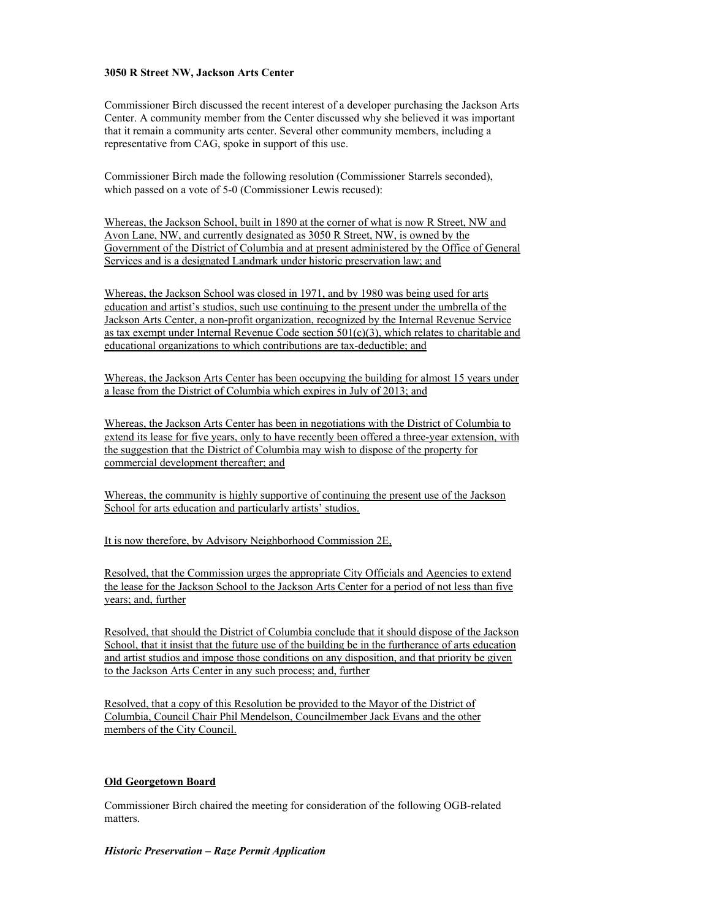**3050 R Street NW, Jackson Arts Center**

Commissioner Birch discussed the recent interest of a developer purchasing the Jackson Arts Center. A community member from the Center discussed why she believed it was important that it remain a community arts center. Several other community members, including a representative from CAG, spoke in support of this use.

Commissioner Birch made the following resolution (Commissioner Starrels seconded), which passed on a vote of 5-0 (Commissioner Lewis recused):

Whereas, the Jackson School, built in 1890 at the corner of what is now R Street, NW and Avon Lane, NW, and currently designated as 3050 R Street, NW, is owned by the Government of the District of Columbia and at present administered by the Office of General Services and is a designated Landmark under historic preservation law; and

Whereas, the Jackson School was closed in 1971, and by 1980 was being used for arts education and artist's studios, such use continuing to the present under the umbrella of the Jackson Arts Center, a non-profit organization, recognized by the Internal Revenue Service as tax exempt under Internal Revenue Code section 501(c)(3), which relates to charitable and educational organizations to which contributions are tax-deductible; and

Whereas, the Jackson Arts Center has been occupying the building for almost 15 years under a lease from the District of Columbia which expires in July of 2013; and

Whereas, the Jackson Arts Center has been in negotiations with the District of Columbia to extend its lease for five years, only to have recently been offered a three-year extension, with the suggestion that the District of Columbia may wish to dispose of the property for commercial development thereafter; and

Whereas, the community is highly supportive of continuing the present use of the Jackson School for arts education and particularly artists' studios.

It is now therefore, by Advisory Neighborhood Commission 2E,

Resolved, that the Commission urges the appropriate City Officials and Agencies to extend the lease for the Jackson School to the Jackson Arts Center for a period of not less than five years; and, further

Resolved, that should the District of Columbia conclude that it should dispose of the Jackson School, that it insist that the future use of the building be in the furtherance of arts education and artist studios and impose those conditions on any disposition, and that priority be given to the Jackson Arts Center in any such process; and, further

Resolved, that a copy of this Resolution be provided to the Mayor of the District of Columbia, Council Chair Phil Mendelson, Councilmember Jack Evans and the other members of the City Council.

## Old Georgetown Board

Commissioner Birch chaired the meeting for consideration of the following OGB-related matters.

***Historic Preservation – Raze Permit Application***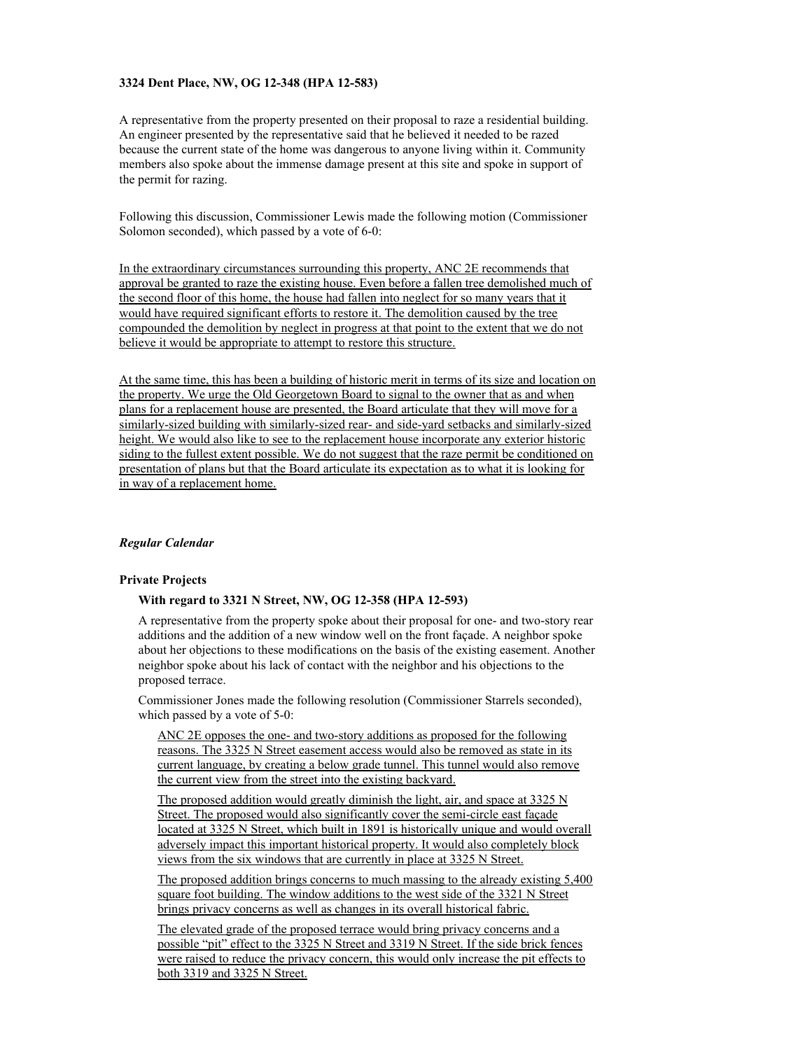**3324 Dent Place, NW, OG 12-348 (HPA 12-583)**

A representative from the property presented on their proposal to raze a residential building. An engineer presented by the representative said that he believed it needed to be razed because the current state of the home was dangerous to anyone living within it. Community members also spoke about the immense damage present at this site and spoke in support of the permit for razing.

Following this discussion, Commissioner Lewis made the following motion (Commissioner Solomon seconded), which passed by a vote of 6-0:

In the extraordinary circumstances surrounding this property, ANC 2E recommends that approval be granted to raze the existing house. Even before a fallen tree demolished much of the second floor of this home, the house had fallen into neglect for so many years that it would have required significant efforts to restore it. The demolition caused by the tree compounded the demolition by neglect in progress at that point to the extent that we do not believe it would be appropriate to attempt to restore this structure.

At the same time, this has been a building of historic merit in terms of its size and location on the property. We urge the Old Georgetown Board to signal to the owner that as and when plans for a replacement house are presented, the Board articulate that they will move for a similarly-sized building with similarly-sized rear- and side-yard setbacks and similarly-sized height. We would also like to see to the replacement house incorporate any exterior historic siding to the fullest extent possible. We do not suggest that the raze permit be conditioned on presentation of plans but that the Board articulate its expectation as to what it is looking for in way of a replacement home.

***Regular Calendar***

**Private Projects**

**With regard to 3321 N Street, NW, OG 12-358 (HPA 12-593)**

A representative from the property spoke about their proposal for one- and two-story rear additions and the addition of a new window well on the front façade. A neighbor spoke about her objections to these modifications on the basis of the existing easement. Another neighbor spoke about his lack of contact with the neighbor and his objections to the proposed terrace.

Commissioner Jones made the following resolution (Commissioner Starrels seconded), which passed by a vote of 5-0:

ANC 2E opposes the one- and two-story additions as proposed for the following reasons. The 3325 N Street easement access would also be removed as state in its current language, by creating a below grade tunnel. This tunnel would also remove the current view from the street into the existing backyard.

The proposed addition would greatly diminish the light, air, and space at 3325 N Street. The proposed would also significantly cover the semi-circle east façade located at 3325 N Street, which built in 1891 is historically unique and would overall adversely impact this important historical property. It would also completely block views from the six windows that are currently in place at 3325 N Street.

The proposed addition brings concerns to much massing to the already existing 5,400 square foot building. The window additions to the west side of the 3321 N Street brings privacy concerns as well as changes in its overall historical fabric.

The elevated grade of the proposed terrace would bring privacy concerns and a possible "pit" effect to the 3325 N Street and 3319 N Street. If the side brick fences were raised to reduce the privacy concern, this would only increase the pit effects to both 3319 and 3325 N Street.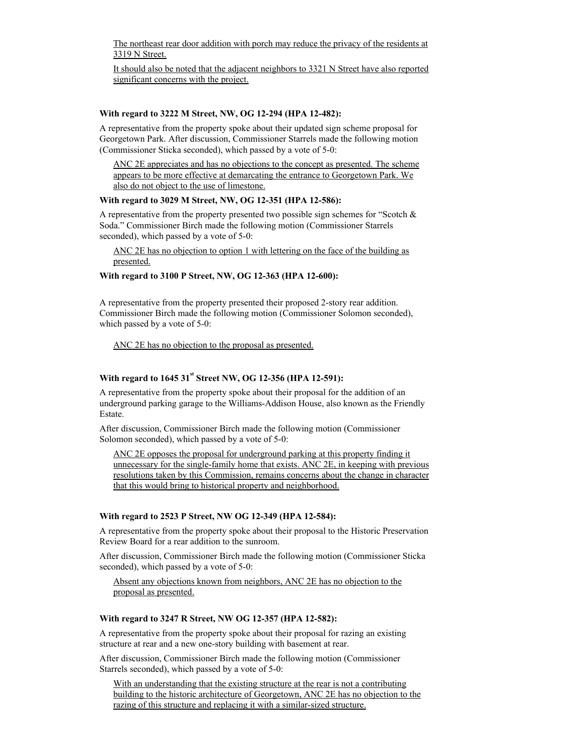The northeast rear door addition with porch may reduce the privacy of the residents at 3319 N Street.

It should also be noted that the adjacent neighbors to 3321 N Street have also reported significant concerns with the project.

**With regard to 3222 M Street, NW, OG 12-294 (HPA 12-482):**

A representative from the property spoke about their updated sign scheme proposal for Georgetown Park. After discussion, Commissioner Starrels made the following motion (Commissioner Sticka seconded), which passed by a vote of 5-0:

> ANC 2E appreciates and has no objections to the concept as presented. The scheme appears to be more effective at demarcating the entrance to Georgetown Park. We also do not object to the use of limestone.

**With regard to 3029 M Street, NW, OG 12-351 (HPA 12-586):**

A representative from the property presented two possible sign schemes for "Scotch & Soda." Commissioner Birch made the following motion (Commissioner Starrels seconded), which passed by a vote of 5-0:

> ANC 2E has no objection to option 1 with lettering on the face of the building as presented.

**With regard to 3100 P Street, NW, OG 12-363 (HPA 12-600):**

A representative from the property presented their proposed 2-story rear addition. Commissioner Birch made the following motion (Commissioner Solomon seconded), which passed by a vote of 5-0:

> ANC 2E has no objection to the proposal as presented.

**With regard to 1645 31st Street NW, OG 12-356 (HPA 12-591):**

A representative from the property spoke about their proposal for the addition of an underground parking garage to the Williams-Addison House, also known as the Friendly Estate.

After discussion, Commissioner Birch made the following motion (Commissioner Solomon seconded), which passed by a vote of 5-0:

> ANC 2E opposes the proposal for underground parking at this property finding it unnecessary for the single-family home that exists. ANC 2E, in keeping with previous resolutions taken by this Commission, remains concerns about the change in character that this would bring to historical property and neighborhood.

**With regard to 2523 P Street, NW OG 12-349 (HPA 12-584):**

A representative from the property spoke about their proposal to the Historic Preservation Review Board for a rear addition to the sunroom.

After discussion, Commissioner Birch made the following motion (Commissioner Sticka seconded), which passed by a vote of 5-0:

> Absent any objections known from neighbors, ANC 2E has no objection to the proposal as presented.

**With regard to 3247 R Street, NW OG 12-357 (HPA 12-582):**

A representative from the property spoke about their proposal for razing an existing structure at rear and a new one-story building with basement at rear.

After discussion, Commissioner Birch made the following motion (Commissioner Starrels seconded), which passed by a vote of 5-0:

> With an understanding that the existing structure at the rear is not a contributing building to the historic architecture of Georgetown, ANC 2E has no objection to the razing of this structure and replacing it with a similar-sized structure.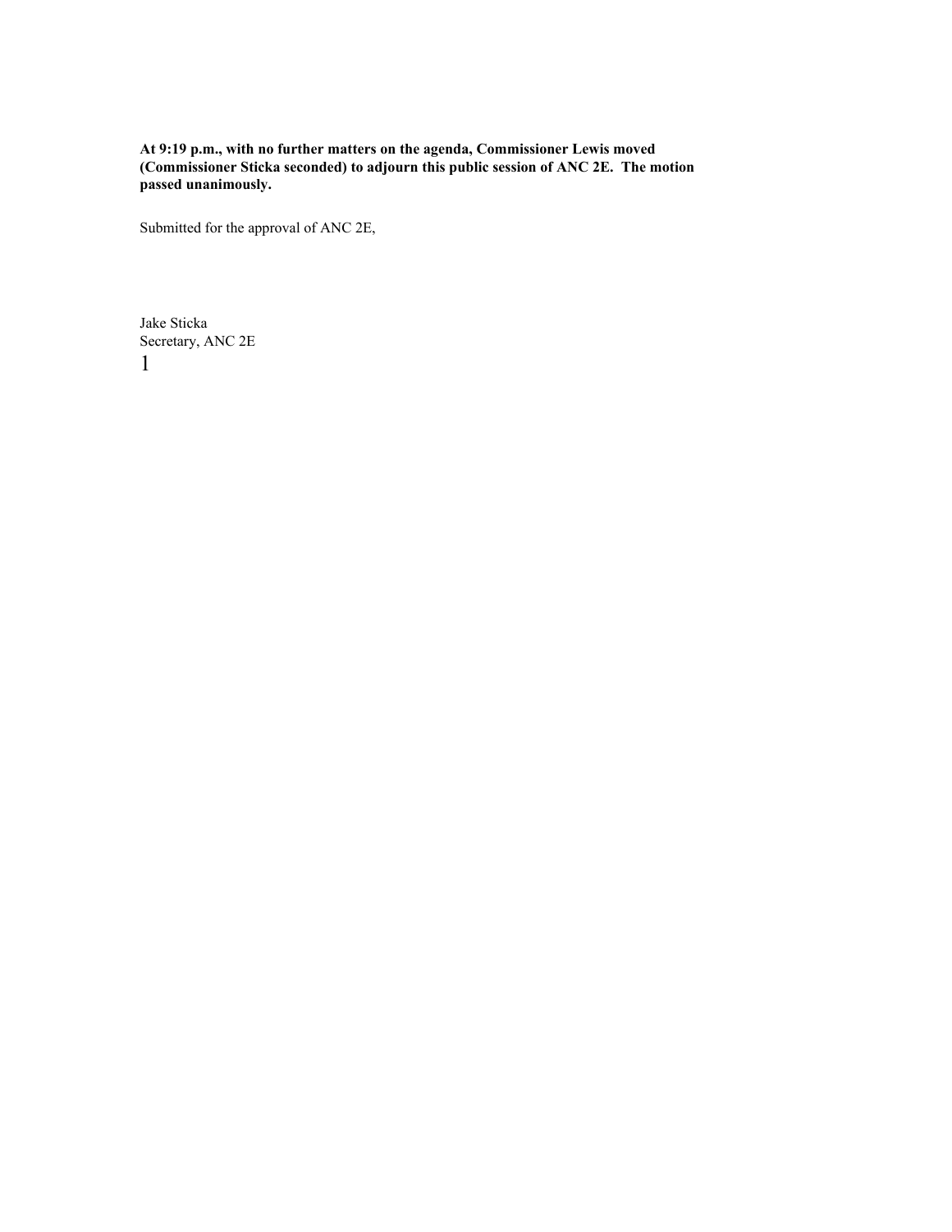**At 9:19 p.m., with no further matters on the agenda, Commissioner Lewis moved (Commissioner Sticka seconded) to adjourn this public session of ANC 2E. The motion passed unanimously.**

Submitted for the approval of ANC 2E,

Jake Sticka
Secretary, ANC 2E